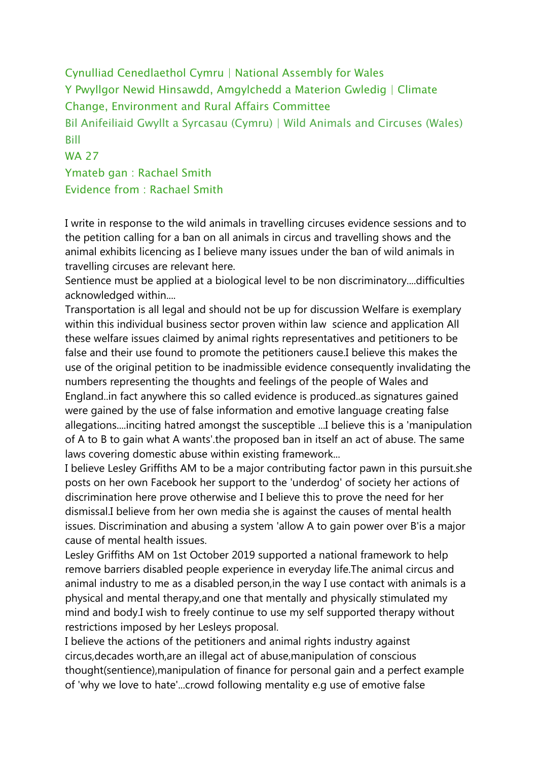Cynulliad Cenedlaethol Cymru | National Assembly for Wales
Y Pwyllgor Newid Hinsawdd, Amgylchedd a Materion Gwledig | Climate Change, Environment and Rural Affairs Committee
Bil Anifeiliaid Gwyllt a Syrcasau (Cymru) | Wild Animals and Circuses (Wales) Bill
WA 27
Ymateb gan : Rachael Smith
Evidence from : Rachael Smith

I write in response to the wild animals in travelling circuses evidence sessions and to the petition calling for a ban on all animals in circus and travelling shows and the animal exhibits licencing as I believe many issues under the ban of wild animals in travelling circuses are relevant here.
Sentience must be applied at a biological level to be non discriminatory....difficulties acknowledged within....
Transportation is all legal and should not be up for discussion Welfare is exemplary within this individual business sector proven within law  science and application All these welfare issues claimed by animal rights representatives and petitioners to be false and their use found to promote the petitioners cause.I believe this makes the use of the original petition to be inadmissible evidence consequently invalidating the numbers representing the thoughts and feelings of the people of Wales and England..in fact anywhere this so called evidence is produced..as signatures gained were gained by the use of false information and emotive language creating false allegations....inciting hatred amongst the susceptible ...I believe this is a 'manipulation of A to B to gain what A wants'.the proposed ban in itself an act of abuse. The same laws covering domestic abuse within existing framework...
I believe Lesley Griffiths AM to be a major contributing factor pawn in this pursuit.she posts on her own Facebook her support to the 'underdog' of society her actions of discrimination here prove otherwise and I believe this to prove the need for her dismissal.I believe from her own media she is against the causes of mental health issues. Discrimination and abusing a system 'allow A to gain power over B'is a major cause of mental health issues.
Lesley Griffiths AM on 1st October 2019 supported a national framework to help remove barriers disabled people experience in everyday life.The animal circus and animal industry to me as a disabled person,in the way I use contact with animals is a physical and mental therapy,and one that mentally and physically stimulated my mind and body.I wish to freely continue to use my self supported therapy without restrictions imposed by her Lesleys proposal.
I believe the actions of the petitioners and animal rights industry against circus,decades worth,are an illegal act of abuse,manipulation of conscious thought(sentience),manipulation of finance for personal gain and a perfect example of 'why we love to hate'...crowd following mentality e.g use of emotive false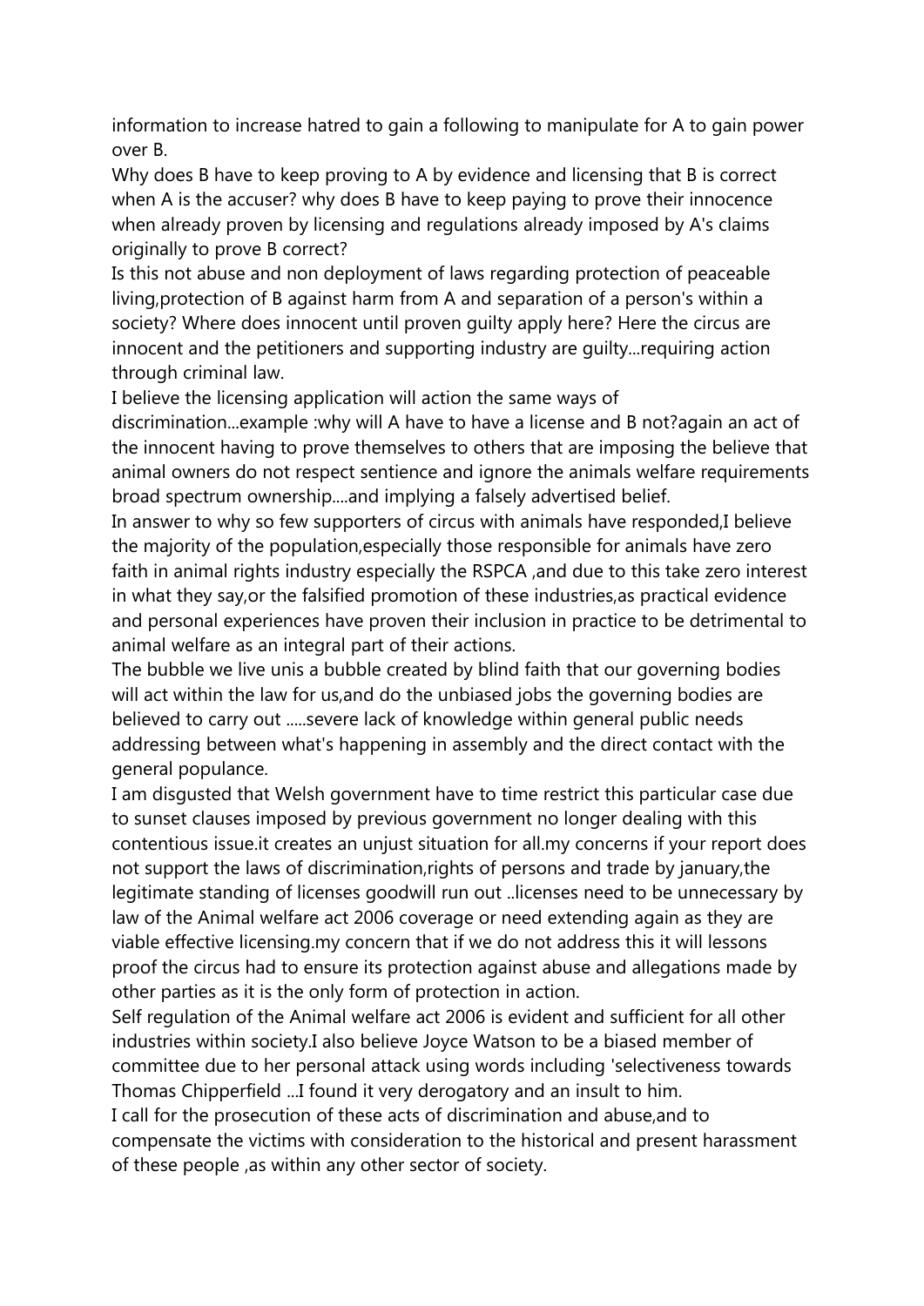information to increase hatred to gain a following to manipulate for A to gain power over B.

Why does B have to keep proving to A by evidence and licensing that B is correct when A is the accuser? why does B have to keep paying to prove their innocence when already proven by licensing and regulations already imposed by A's claims originally to prove B correct?

Is this not abuse and non deployment of laws regarding protection of peaceable living,protection of B against harm from A and separation of a person's within a society? Where does innocent until proven guilty apply here? Here the circus are innocent and the petitioners and supporting industry are guilty...requiring action through criminal law.

I believe the licensing application will action the same ways of discrimination...example :why will A have to have a license and B not?again an act of the innocent having to prove themselves to others that are imposing the believe that animal owners do not respect sentience and ignore the animals welfare requirements broad spectrum ownership....and implying a falsely advertised belief.

In answer to why so few supporters of circus with animals have responded,I believe the majority of the population,especially those responsible for animals have zero faith in animal rights industry especially the RSPCA ,and due to this take zero interest in what they say,or the falsified promotion of these industries,as practical evidence and personal experiences have proven their inclusion in practice to be detrimental to animal welfare as an integral part of their actions.

The bubble we live unis a bubble created by blind faith that our governing bodies will act within the law for us,and do the unbiased jobs the governing bodies are believed to carry out .....severe lack of knowledge within general public needs addressing between what's happening in assembly and the direct contact with the general populance.

I am disgusted that Welsh government have to time restrict this particular case due to sunset clauses imposed by previous government no longer dealing with this contentious issue.it creates an unjust situation for all.my concerns if your report does not support the laws of discrimination,rights of persons and trade by january,the legitimate standing of licenses goodwill run out ..licenses need to be unnecessary by law of the Animal welfare act 2006 coverage or need extending again as they are viable effective licensing.my concern that if we do not address this it will lessons proof the circus had to ensure its protection against abuse and allegations made by other parties as it is the only form of protection in action.

Self regulation of the Animal welfare act 2006 is evident and sufficient for all other industries within society.I also believe Joyce Watson to be a biased member of committee due to her personal attack using words including 'selectiveness towards Thomas Chipperfield ...I found it very derogatory and an insult to him.

I call for the prosecution of these acts of discrimination and abuse,and to compensate the victims with consideration to the historical and present harassment of these people ,as within any other sector of society.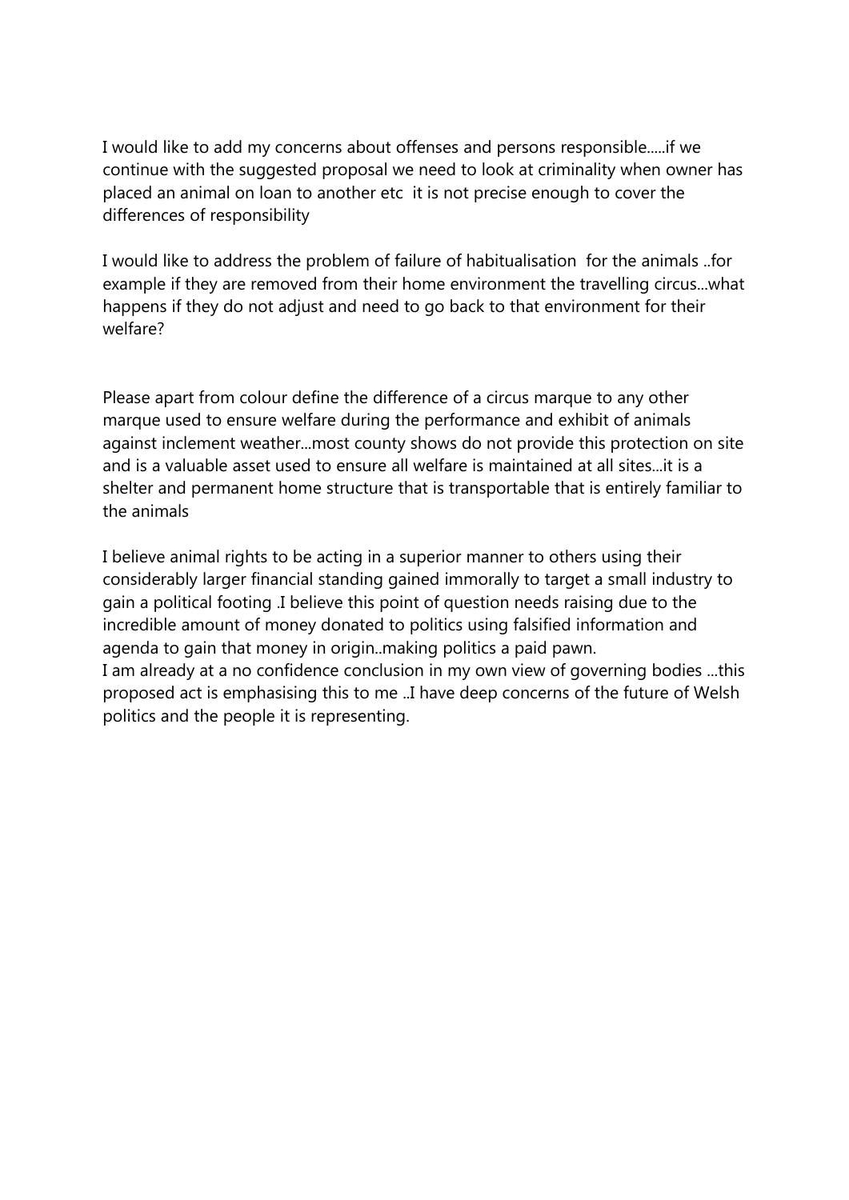I would like to add my concerns about offenses and persons responsible.....if we continue with the suggested proposal we need to look at criminality when owner has placed an animal on loan to another etc  it is not precise enough to cover the differences of responsibility

I would like to address the problem of failure of habitualisation  for the animals ..for example if they are removed from their home environment the travelling circus...what happens if they do not adjust and need to go back to that environment for their welfare?

Please apart from colour define the difference of a circus marque to any other marque used to ensure welfare during the performance and exhibit of animals against inclement weather...most county shows do not provide this protection on site and is a valuable asset used to ensure all welfare is maintained at all sites...it is a shelter and permanent home structure that is transportable that is entirely familiar to the animals

I believe animal rights to be acting in a superior manner to others using their considerably larger financial standing gained immorally to target a small industry to gain a political footing .I believe this point of question needs raising due to the incredible amount of money donated to politics using falsified information and agenda to gain that money in origin..making politics a paid pawn.
I am already at a no confidence conclusion in my own view of governing bodies ...this proposed act is emphasising this to me ..I have deep concerns of the future of Welsh politics and the people it is representing.